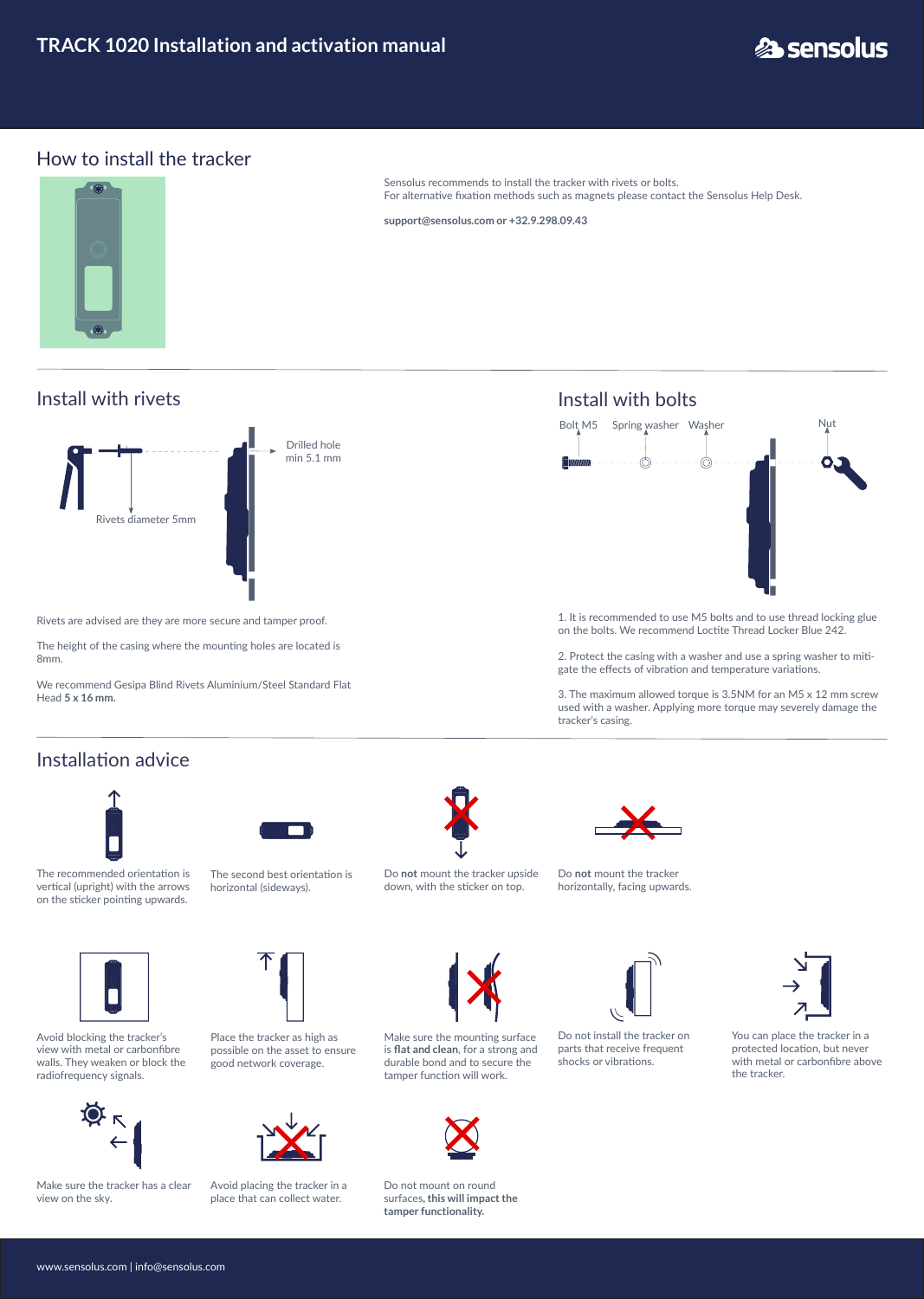# TRACK 1020 Installation and activation manual

## How to install the tracker

Sensolus recommends to install the tracker with rivets or bolts.
For alternative fixation methods such as magnets please contact the Sensolus Help Desk.

**support@sensolus.com or +32.9.298.09.43**

## Install with rivets

Drilled hole min 5.1 mm

Rivets diameter 5mm

Rivets are advised are they are more secure and tamper proof.

The height of the casing where the mounting holes are located is 8mm.

We recommend Gesipa Blind Rivets Aluminium/Steel Standard Flat Head **5 x 16 mm.**

## Install with bolts

Bolt M5 Spring washer Washer Nut

1. It is recommended to use M5 bolts and to use thread locking glue on the bolts. We recommend Loctite Thread Locker Blue 242.

2. Protect the casing with a washer and use a spring washer to mitigate the effects of vibration and temperature variations.

3. The maximum allowed torque is 3.5NM for an M5 x 12 mm screw used with a washer. Applying more torque may severely damage the tracker's casing.

## Installation advice

The recommended orientation is vertical (upright) with the arrows on the sticker pointing upwards.

The second best orientation is horizontal (sideways).

Do **not** mount the tracker upside down, with the sticker on top.

Do **not** mount the tracker horizontally, facing upwards.

Avoid blocking the tracker's view with metal or carbonfibre walls. They weaken or block the radiofrequency signals.

Place the tracker as high as possible on the asset to ensure good network coverage.

Make sure the mounting surface is **flat and clean**, for a strong and durable bond and to secure the tamper function will work.

Do not install the tracker on parts that receive frequent shocks or vibrations.

You can place the tracker in a protected location, but never with metal or carbonfibre above the tracker.

Make sure the tracker has a clear view on the sky.

Avoid placing the tracker in a place that can collect water.

Do not mount on round surfaces, **this will impact the tamper functionality.**

www.sensolus.com | info@sensolus.com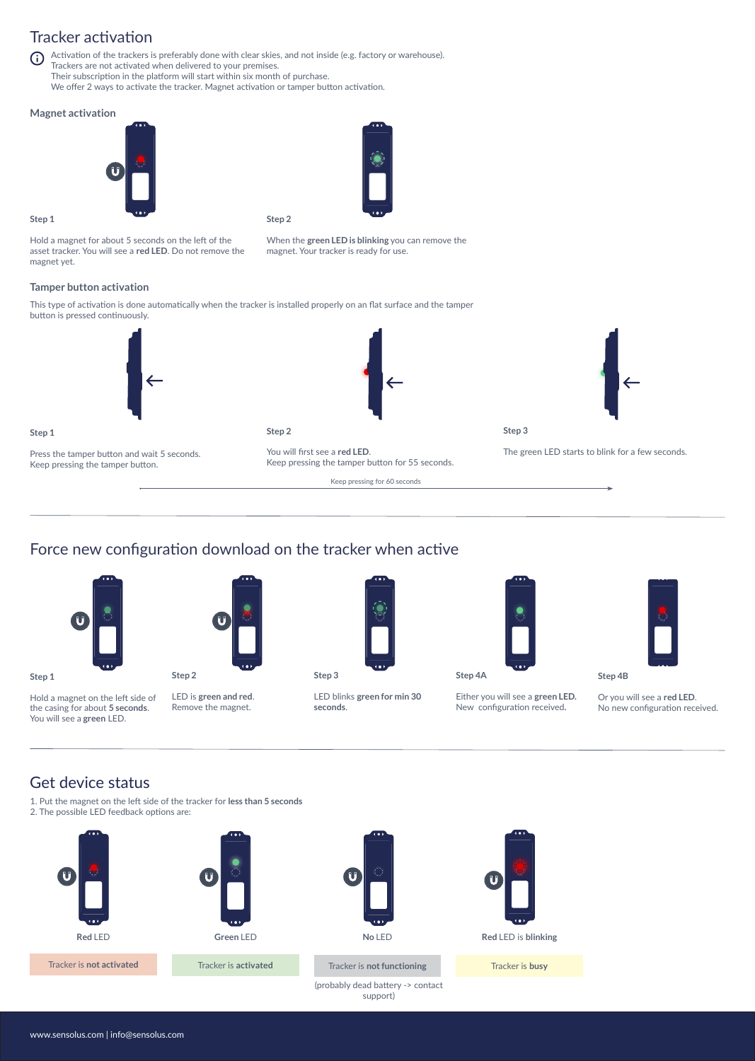# Tracker activation

Activation of the trackers is preferably done with clear skies, and not inside (e.g. factory or warehouse).
Trackers are not activated when delivered to your premises.
Their subscription in the platform will start within six month of purchase.
We offer 2 ways to activate the tracker. Magnet activation or tamper button activation.

## Magnet activation

**Step 1**

Hold a magnet for about 5 seconds on the left of the asset tracker. You will see a **red LED**. Do not remove the magnet yet.

**Step 2**

When the **green LED is blinking** you can remove the magnet. Your tracker is ready for use.

## Tamper button activation

This type of activation is done automatically when the tracker is installed properly on an flat surface and the tamper button is pressed continuously.

**Step 1**

Press the tamper button and wait 5 seconds.
Keep pressing the tamper button.

**Step 2**

You will first see a **red LED**.
Keep pressing the tamper button for 55 seconds.

**Step 3**

The green LED starts to blink for a few seconds.

Keep pressing for 60 seconds

# Force new configuration download on the tracker when active

**Step 1**

Hold a magnet on the left side of the casing for about **5 seconds**.
You will see a **green** LED.

**Step 2**

LED is **green and red**.
Remove the magnet.

**Step 3**

LED blinks **green for min 30 seconds**.

**Step 4A**

Either you will see a **green LED.**
New configuration received**.**

**Step 4B**

Or you will see a **red LED**.
No new configuration received.

# Get device status

1. Put the magnet on the left side of the tracker for **less than 5 seconds**
2. The possible LED feedback options are:

**Red** LED — Tracker is **not activated**

**Green** LED — Tracker is **activated**

**No** LED — Tracker is **not functioning** (probably dead battery -> contact support)

**Red** LED is **blinking** — Tracker is **busy**

www.sensolus.com | info@sensolus.com